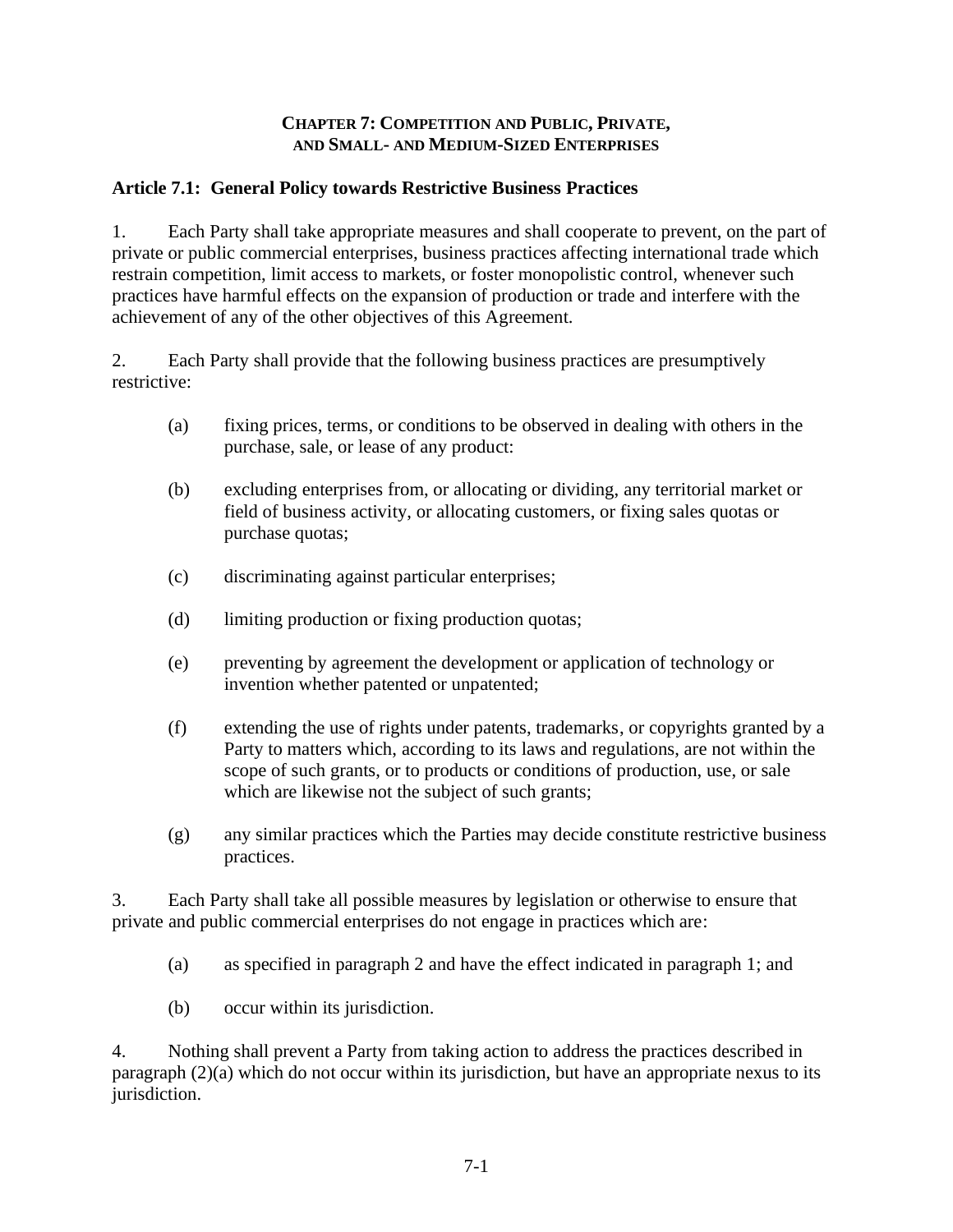# CHAPTER 7: COMPETITION AND PUBLIC, PRIVATE, AND SMALL- AND MEDIUM-SIZED ENTERPRISES

## Article 7.1: General Policy towards Restrictive Business Practices

1. Each Party shall take appropriate measures and shall cooperate to prevent, on the part of private or public commercial enterprises, business practices affecting international trade which restrain competition, limit access to markets, or foster monopolistic control, whenever such practices have harmful effects on the expansion of production or trade and interfere with the achievement of any of the other objectives of this Agreement.

2. Each Party shall provide that the following business practices are presumptively restrictive:

   (a) fixing prices, terms, or conditions to be observed in dealing with others in the purchase, sale, or lease of any product:

   (b) excluding enterprises from, or allocating or dividing, any territorial market or field of business activity, or allocating customers, or fixing sales quotas or purchase quotas;

   (c) discriminating against particular enterprises;

   (d) limiting production or fixing production quotas;

   (e) preventing by agreement the development or application of technology or invention whether patented or unpatented;

   (f) extending the use of rights under patents, trademarks, or copyrights granted by a Party to matters which, according to its laws and regulations, are not within the scope of such grants, or to products or conditions of production, use, or sale which are likewise not the subject of such grants;

   (g) any similar practices which the Parties may decide constitute restrictive business practices.

3. Each Party shall take all possible measures by legislation or otherwise to ensure that private and public commercial enterprises do not engage in practices which are:

   (a) as specified in paragraph 2 and have the effect indicated in paragraph 1; and

   (b) occur within its jurisdiction.

4. Nothing shall prevent a Party from taking action to address the practices described in paragraph (2)(a) which do not occur within its jurisdiction, but have an appropriate nexus to its jurisdiction.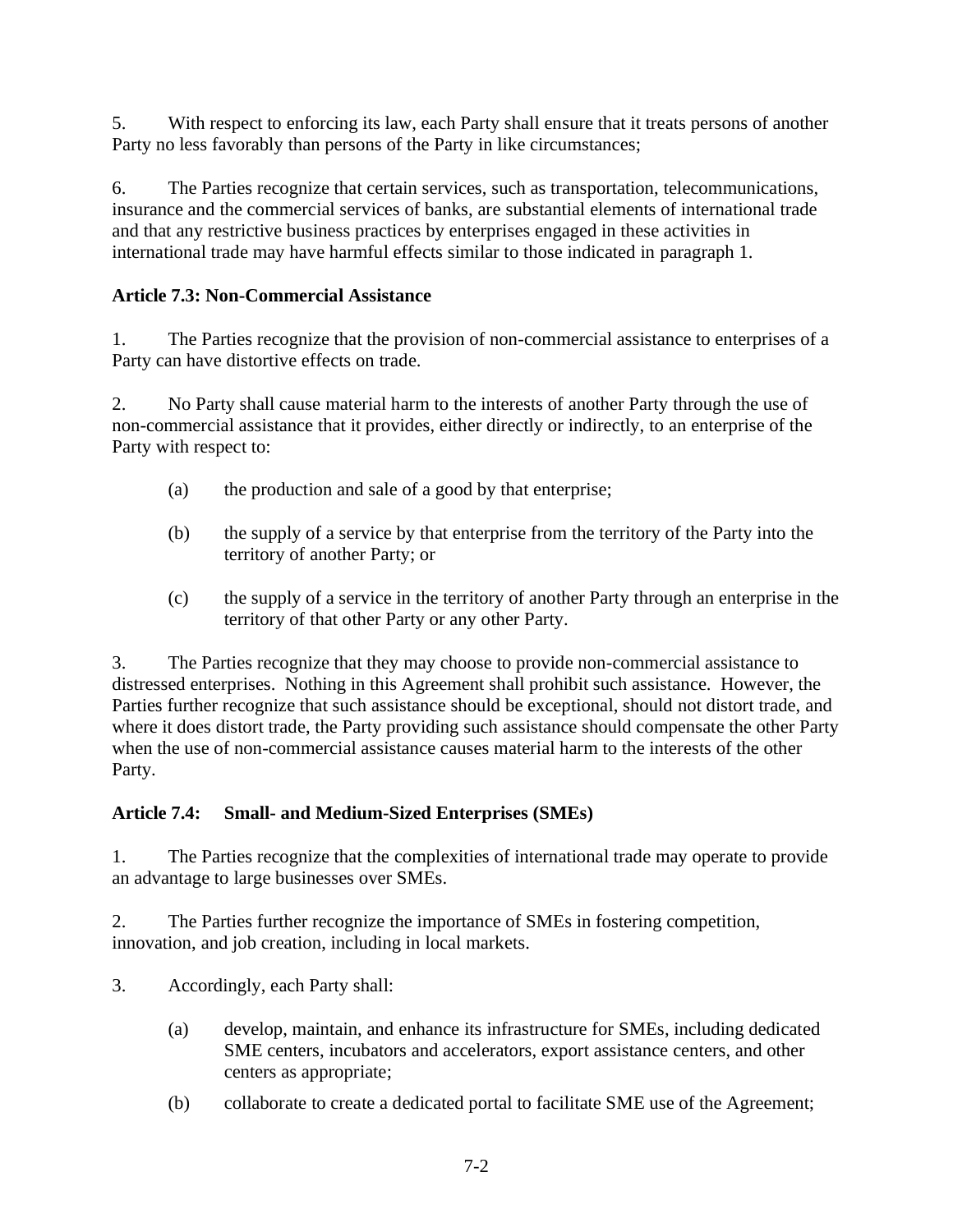5. With respect to enforcing its law, each Party shall ensure that it treats persons of another Party no less favorably than persons of the Party in like circumstances;

6. The Parties recognize that certain services, such as transportation, telecommunications, insurance and the commercial services of banks, are substantial elements of international trade and that any restrictive business practices by enterprises engaged in these activities in international trade may have harmful effects similar to those indicated in paragraph 1.

### Article 7.3: Non-Commercial Assistance

1. The Parties recognize that the provision of non-commercial assistance to enterprises of a Party can have distortive effects on trade.

2. No Party shall cause material harm to the interests of another Party through the use of non-commercial assistance that it provides, either directly or indirectly, to an enterprise of the Party with respect to:

   (a) the production and sale of a good by that enterprise;

   (b) the supply of a service by that enterprise from the territory of the Party into the territory of another Party; or

   (c) the supply of a service in the territory of another Party through an enterprise in the territory of that other Party or any other Party.

3. The Parties recognize that they may choose to provide non-commercial assistance to distressed enterprises. Nothing in this Agreement shall prohibit such assistance. However, the Parties further recognize that such assistance should be exceptional, should not distort trade, and where it does distort trade, the Party providing such assistance should compensate the other Party when the use of non-commercial assistance causes material harm to the interests of the other Party.

### Article 7.4: Small- and Medium-Sized Enterprises (SMEs)

1. The Parties recognize that the complexities of international trade may operate to provide an advantage to large businesses over SMEs.

2. The Parties further recognize the importance of SMEs in fostering competition, innovation, and job creation, including in local markets.

3. Accordingly, each Party shall:

   (a) develop, maintain, and enhance its infrastructure for SMEs, including dedicated SME centers, incubators and accelerators, export assistance centers, and other centers as appropriate;

   (b) collaborate to create a dedicated portal to facilitate SME use of the Agreement;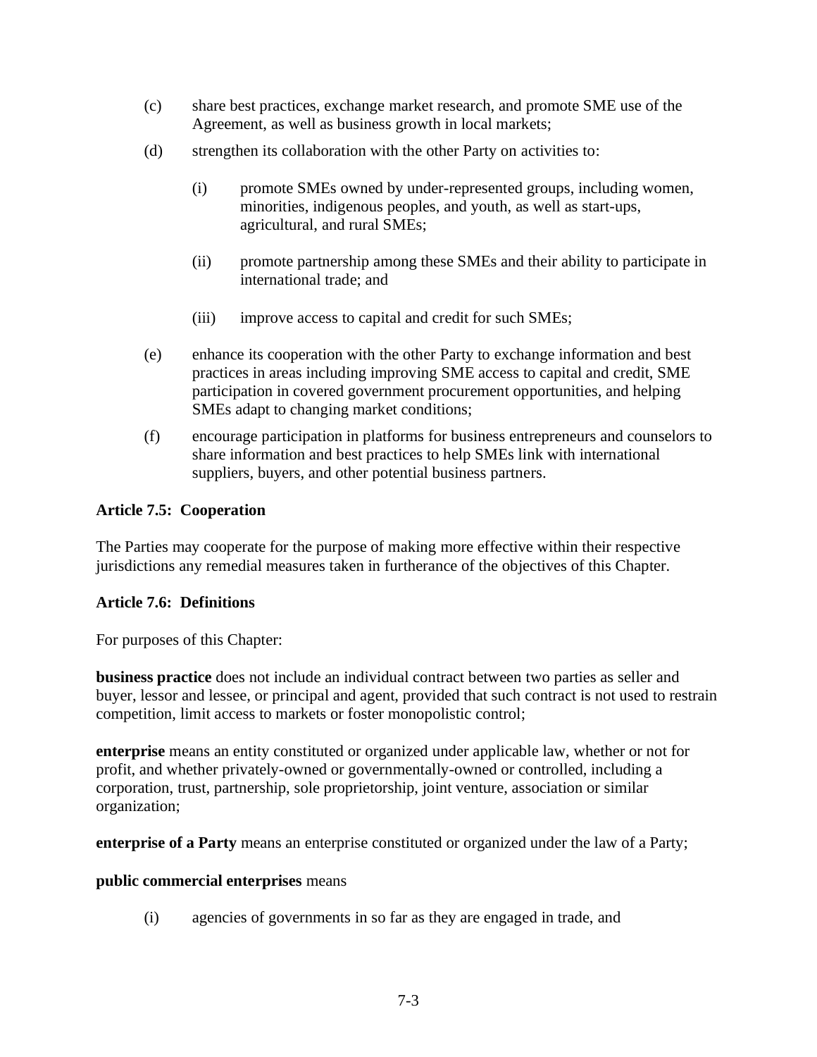(c) share best practices, exchange market research, and promote SME use of the Agreement, as well as business growth in local markets;

(d) strengthen its collaboration with the other Party on activities to:

  (i) promote SMEs owned by under-represented groups, including women, minorities, indigenous peoples, and youth, as well as start-ups, agricultural, and rural SMEs;

  (ii) promote partnership among these SMEs and their ability to participate in international trade; and

  (iii) improve access to capital and credit for such SMEs;

(e) enhance its cooperation with the other Party to exchange information and best practices in areas including improving SME access to capital and credit, SME participation in covered government procurement opportunities, and helping SMEs adapt to changing market conditions;

(f) encourage participation in platforms for business entrepreneurs and counselors to share information and best practices to help SMEs link with international suppliers, buyers, and other potential business partners.

**Article 7.5: Cooperation**

The Parties may cooperate for the purpose of making more effective within their respective jurisdictions any remedial measures taken in furtherance of the objectives of this Chapter.

**Article 7.6: Definitions**

For purposes of this Chapter:

**business practice** does not include an individual contract between two parties as seller and buyer, lessor and lessee, or principal and agent, provided that such contract is not used to restrain competition, limit access to markets or foster monopolistic control;

**enterprise** means an entity constituted or organized under applicable law, whether or not for profit, and whether privately-owned or governmentally-owned or controlled, including a corporation, trust, partnership, sole proprietorship, joint venture, association or similar organization;

**enterprise of a Party** means an enterprise constituted or organized under the law of a Party;

**public commercial enterprises** means

(i) agencies of governments in so far as they are engaged in trade, and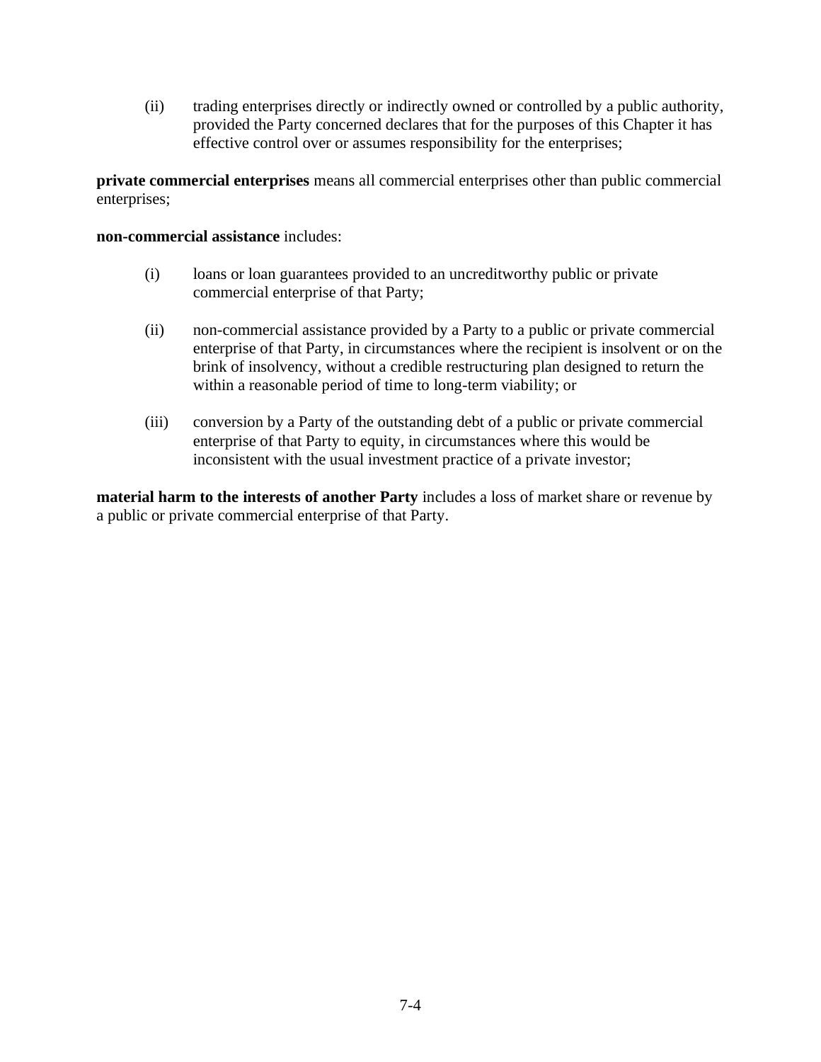(ii) trading enterprises directly or indirectly owned or controlled by a public authority, provided the Party concerned declares that for the purposes of this Chapter it has effective control over or assumes responsibility for the enterprises;

**private commercial enterprises** means all commercial enterprises other than public commercial enterprises;

**non-commercial assistance** includes:

(i) loans or loan guarantees provided to an uncreditworthy public or private commercial enterprise of that Party;

(ii) non-commercial assistance provided by a Party to a public or private commercial enterprise of that Party, in circumstances where the recipient is insolvent or on the brink of insolvency, without a credible restructuring plan designed to return the within a reasonable period of time to long-term viability; or

(iii) conversion by a Party of the outstanding debt of a public or private commercial enterprise of that Party to equity, in circumstances where this would be inconsistent with the usual investment practice of a private investor;

**material harm to the interests of another Party** includes a loss of market share or revenue by a public or private commercial enterprise of that Party.